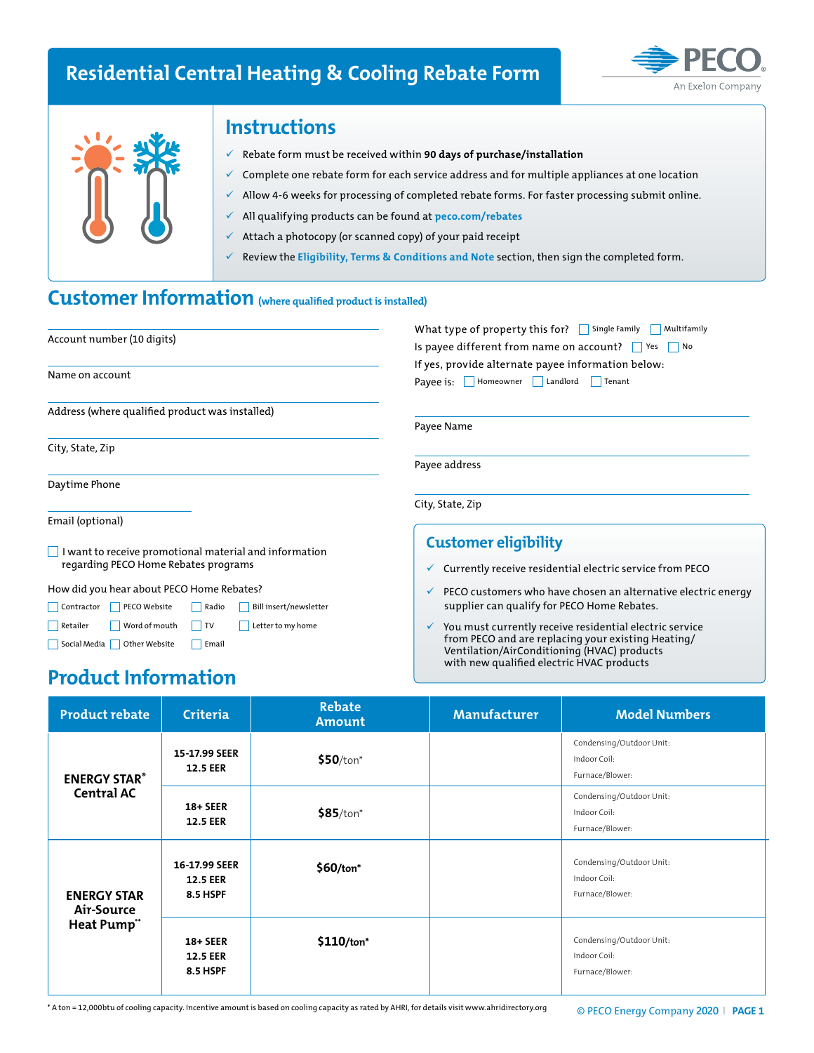# Residential Central Heating & Cooling Rebate Form

PECO
An Exelon Company

## Instructions

- ✓ Rebate form must be received within **90 days of purchase/installation**
- ✓ Complete one rebate form for each service address and for multiple appliances at one location
- ✓ Allow 4-6 weeks for processing of completed rebate forms. For faster processing submit online.
- ✓ All qualifying products can be found at **peco.com/rebates**
- ✓ Attach a photocopy (or scanned copy) of your paid receipt
- ✓ Review the **Eligibility, Terms & Conditions and Note** section, then sign the completed form.

## Customer Information (where qualified product is installed)

Account number (10 digits)

Name on account

Address (where qualified product was installed)

City, State, Zip

Daytime Phone

Email (optional)

☐ I want to receive promotional material and information regarding PECO Home Rebates programs

How did you hear about PECO Home Rebates?

☐ Contractor ☐ PECO Website ☐ Radio ☐ Bill insert/newsletter
☐ Retailer ☐ Word of mouth ☐ TV ☐ Letter to my home
☐ Social Media ☐ Other Website ☐ Email

What type of property this for? ☐ Single Family ☐ Multifamily

Is payee different from name on account? ☐ Yes ☐ No

If yes, provide alternate payee information below:

Payee is: ☐ Homeowner ☐ Landlord ☐ Tenant

Payee Name

Payee address

City, State, Zip

### Customer eligibility

- ✓ Currently receive residential electric service from PECO
- ✓ PECO customers who have chosen an alternative electric energy supplier can qualify for PECO Home Rebates.
- ✓ You must currently receive residential electric service from PECO and are replacing your existing Heating/ Ventilation/AirConditioning (HVAC) products with new qualified electric HVAC products

## Product Information

| Product rebate | Criteria | Rebate Amount | Manufacturer | Model Numbers |
|---|---|---|---|---|
| ENERGY STAR® Central AC | 15-17.99 SEER 12.5 EER | $50/ton* | | Condensing/Outdoor Unit: Indoor Coil: Furnace/Blower: |
| | 18+ SEER 12.5 EER | $85/ton* | | Condensing/Outdoor Unit: Indoor Coil: Furnace/Blower: |
| ENERGY STAR Air-Source Heat Pump** | 16-17.99 SEER 12.5 EER 8.5 HSPF | $60/ton* | | Condensing/Outdoor Unit: Indoor Coil: Furnace/Blower: |
| | 18+ SEER 12.5 EER 8.5 HSPF | $110/ton* | | Condensing/Outdoor Unit: Indoor Coil: Furnace/Blower: |

* A ton = 12,000btu of cooling capacity. Incentive amount is based on cooling capacity as rated by AHRI, for details visit www.ahridirectory.org

© PECO Energy Company 2020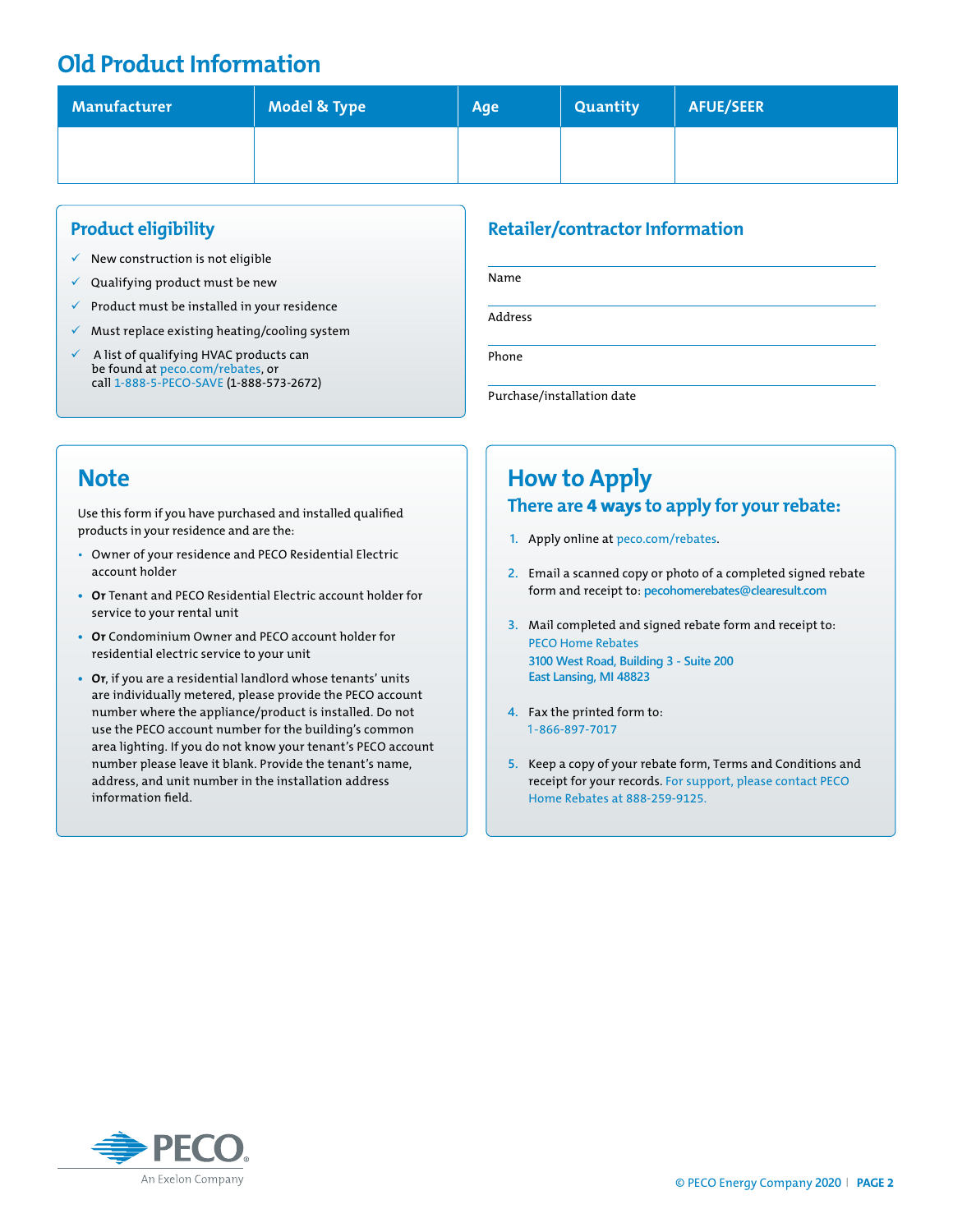## Old Product Information

| Manufacturer | Model & Type | Age | Quantity | AFUE/SEER |
|---|---|---|---|---|
| | | | | |

### Product eligibility

- ✓ New construction is not eligible
- ✓ Qualifying product must be new
- ✓ Product must be installed in your residence
- ✓ Must replace existing heating/cooling system
- ✓ A list of qualifying HVAC products can be found at peco.com/rebates, or call 1-888-5-PECO-SAVE (1-888-573-2672)

### Retailer/contractor Information

Name

Address

Phone

Purchase/installation date

## Note

Use this form if you have purchased and installed qualified products in your residence and are the:

- Owner of your residence and PECO Residential Electric account holder
- **Or** Tenant and PECO Residential Electric account holder for service to your rental unit
- **Or** Condominium Owner and PECO account holder for residential electric service to your unit
- **Or**, if you are a residential landlord whose tenants' units are individually metered, please provide the PECO account number where the appliance/product is installed. Do not use the PECO account number for the building's common area lighting. If you do not know your tenant's PECO account number please leave it blank. Provide the tenant's name, address, and unit number in the installation address information field.

## How to Apply

### There are 4 ways to apply for your rebate:

1. Apply online at peco.com/rebates.
2. Email a scanned copy or photo of a completed signed rebate form and receipt to: pecohomerebates@clearesult.com
3. Mail completed and signed rebate form and receipt to:
   PECO Home Rebates
   3100 West Road, Building 3 - Suite 200
   East Lansing, MI 48823
4. Fax the printed form to:
   1-866-897-7017
5. Keep a copy of your rebate form, Terms and Conditions and receipt for your records. For support, please contact PECO Home Rebates at 888-259-9125.

PECO
An Exelon Company

© PECO Energy Company 2020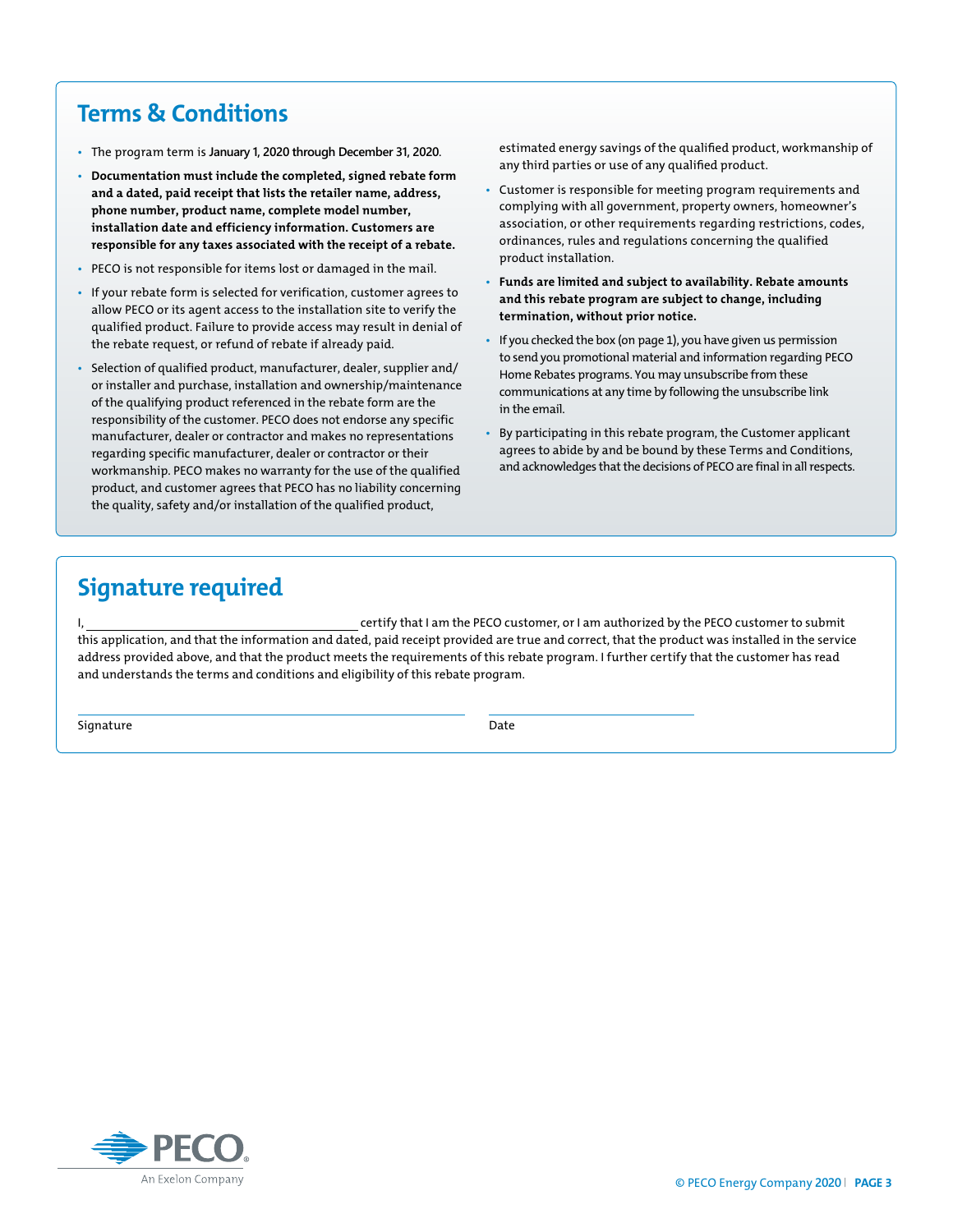## Terms & Conditions

- The program term is January 1, 2020 through December 31, 2020.
- **Documentation must include the completed, signed rebate form and a dated, paid receipt that lists the retailer name, address, phone number, product name, complete model number, installation date and efficiency information. Customers are responsible for any taxes associated with the receipt of a rebate.**
- PECO is not responsible for items lost or damaged in the mail.
- If your rebate form is selected for verification, customer agrees to allow PECO or its agent access to the installation site to verify the qualified product. Failure to provide access may result in denial of the rebate request, or refund of rebate if already paid.
- Selection of qualified product, manufacturer, dealer, supplier and/or installer and purchase, installation and ownership/maintenance of the qualifying product referenced in the rebate form are the responsibility of the customer. PECO does not endorse any specific manufacturer, dealer or contractor and makes no representations regarding specific manufacturer, dealer or contractor or their workmanship. PECO makes no warranty for the use of the qualified product, and customer agrees that PECO has no liability concerning the quality, safety and/or installation of the qualified product, estimated energy savings of the qualified product, workmanship of any third parties or use of any qualified product.
- Customer is responsible for meeting program requirements and complying with all government, property owners, homeowner's association, or other requirements regarding restrictions, codes, ordinances, rules and regulations concerning the qualified product installation.
- **Funds are limited and subject to availability. Rebate amounts and this rebate program are subject to change, including termination, without prior notice.**
- If you checked the box (on page 1), you have given us permission to send you promotional material and information regarding PECO Home Rebates programs. You may unsubscribe from these communications at any time by following the unsubscribe link in the email.
- By participating in this rebate program, the Customer applicant agrees to abide by and be bound by these Terms and Conditions, and acknowledges that the decisions of PECO are final in all respects.

## Signature required

I, ________________________________ certify that I am the PECO customer, or I am authorized by the PECO customer to submit this application, and that the information and dated, paid receipt provided are true and correct, that the product was installed in the service address provided above, and that the product meets the requirements of this rebate program. I further certify that the customer has read and understands the terms and conditions and eligibility of this rebate program.

________________________________ Signature

________________________________ Date

PECO
An Exelon Company

© PECO Energy Company 2020